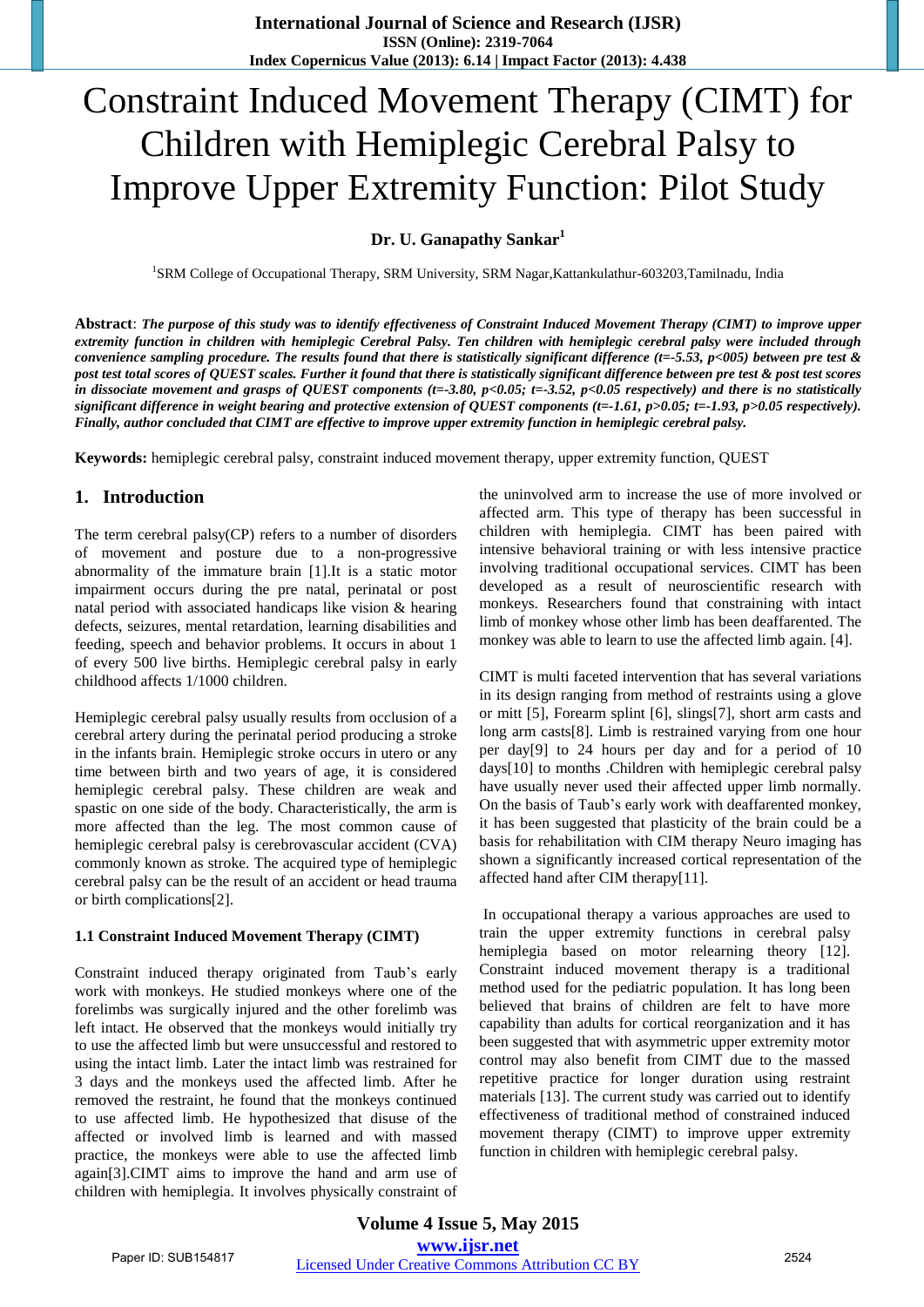# Constraint Induced Movement Therapy (CIMT) for Children with Hemiplegic Cerebral Palsy to Improve Upper Extremity Function: Pilot Study

**Dr. U. Ganapathy Sankar[1]**

[1]SRM College of Occupational Therapy, SRM University, SRM Nagar,Kattankulathur-603203,Tamilnadu, India

**Abstract**: ***The purpose of this study was to identify effectiveness of Constraint Induced Movement Therapy (CIMT) to improve upper extremity function in children with hemiplegic Cerebral Palsy. Ten children with hemiplegic cerebral palsy were included through convenience sampling procedure. The results found that there is statistically significant difference ($t=-5.53$, $p<005$) between pre test & post test total scores of QUEST scales. Further it found that there is statistically significant difference between pre test & post test scores in dissociate movement and grasps of QUEST components ($t=-3.80$, $p<0.05$; $t=-3.52$, $p<0.05$ respectively) and there is no statistically significant difference in weight bearing and protective extension of QUEST components ($t=-1.61$, $p>0.05$; $t=-1.93$, $p>0.05$ respectively). Finally, author concluded that CIMT are effective to improve upper extremity function in hemiplegic cerebral palsy.***

**Keywords:** hemiplegic cerebral palsy, constraint induced movement therapy, upper extremity function, QUEST

## 1. Introduction

The term cerebral palsy(CP) refers to a number of disorders of movement and posture due to a non-progressive abnormality of the immature brain [1].It is a static motor impairment occurs during the pre natal, perinatal or post natal period with associated handicaps like vision & hearing defects, seizures, mental retardation, learning disabilities and feeding, speech and behavior problems. It occurs in about 1 of every 500 live births. Hemiplegic cerebral palsy in early childhood affects 1/1000 children.

Hemiplegic cerebral palsy usually results from occlusion of a cerebral artery during the perinatal period producing a stroke in the infants brain. Hemiplegic stroke occurs in utero or any time between birth and two years of age, it is considered hemiplegic cerebral palsy. These children are weak and spastic on one side of the body. Characteristically, the arm is more affected than the leg. The most common cause of hemiplegic cerebral palsy is cerebrovascular accident (CVA) commonly known as stroke. The acquired type of hemiplegic cerebral palsy can be the result of an accident or head trauma or birth complications[2].

### 1.1 Constraint Induced Movement Therapy (CIMT)

Constraint induced therapy originated from Taub's early work with monkeys. He studied monkeys where one of the forelimbs was surgically injured and the other forelimb was left intact. He observed that the monkeys would initially try to use the affected limb but were unsuccessful and restored to using the intact limb. Later the intact limb was restrained for 3 days and the monkeys used the affected limb. After he removed the restraint, he found that the monkeys continued to use affected limb. He hypothesized that disuse of the affected or involved limb is learned and with massed practice, the monkeys were able to use the affected limb again[3].CIMT aims to improve the hand and arm use of children with hemiplegia. It involves physically constraint of the uninvolved arm to increase the use of more involved or affected arm. This type of therapy has been successful in children with hemiplegia. CIMT has been paired with intensive behavioral training or with less intensive practice involving traditional occupational services. CIMT has been developed as a result of neuroscientific research with monkeys. Researchers found that constraining with intact limb of monkey whose other limb has been deafferented. The monkey was able to learn to use the affected limb again. [4].

CIMT is multi faceted intervention that has several variations in its design ranging from method of restraints using a glove or mitt [5], Forearm splint [6], slings[7], short arm casts and long arm casts[8]. Limb is restrained varying from one hour per day[9] to 24 hours per day and for a period of 10 days[10] to months .Children with hemiplegic cerebral palsy have usually never used their affected upper limb normally. On the basis of Taub's early work with deafferented monkey, it has been suggested that plasticity of the brain could be a basis for rehabilitation with CIM therapy Neuro imaging has shown a significantly increased cortical representation of the affected hand after CIM therapy[11].

In occupational therapy a various approaches are used to train the upper extremity functions in cerebral palsy hemiplegia based on motor relearning theory [12]. Constraint induced movement therapy is a traditional method used for the pediatric population. It has long been believed that brains of children are felt to have more capability than adults for cortical reorganization and it has been suggested that with asymmetric upper extremity motor control may also benefit from CIMT due to the massed repetitive practice for longer duration using restraint materials [13]. The current study was carried out to identify effectiveness of traditional method of constrained induced movement therapy (CIMT) to improve upper extremity function in children with hemiplegic cerebral palsy.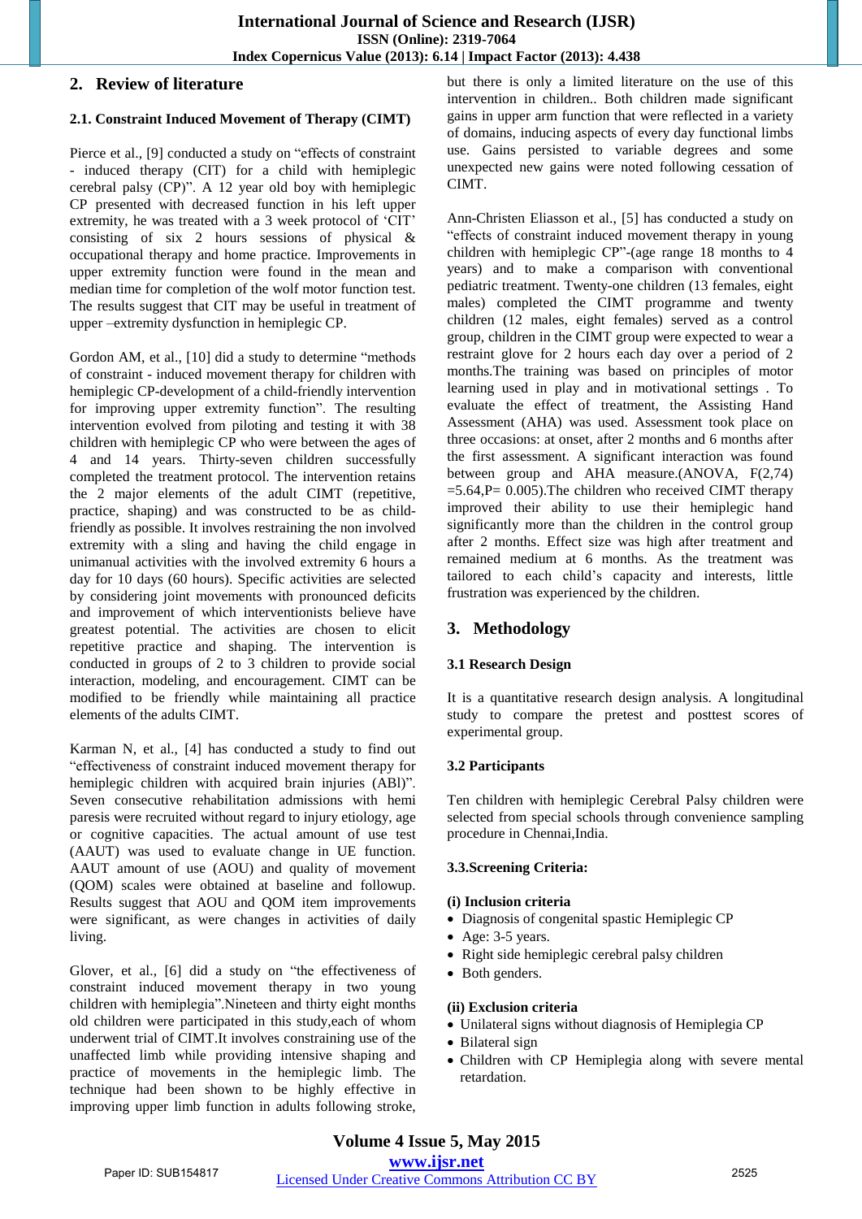## 2. Review of literature

### 2.1. Constraint Induced Movement of Therapy (CIMT)

Pierce et al., [9] conducted a study on "effects of constraint - induced therapy (CIT) for a child with hemiplegic cerebral palsy (CP)". A 12 year old boy with hemiplegic CP presented with decreased function in his left upper extremity, he was treated with a 3 week protocol of 'CIT' consisting of six 2 hours sessions of physical & occupational therapy and home practice. Improvements in upper extremity function were found in the mean and median time for completion of the wolf motor function test. The results suggest that CIT may be useful in treatment of upper –extremity dysfunction in hemiplegic CP.

Gordon AM, et al., [10] did a study to determine "methods of constraint - induced movement therapy for children with hemiplegic CP-development of a child-friendly intervention for improving upper extremity function". The resulting intervention evolved from piloting and testing it with 38 children with hemiplegic CP who were between the ages of 4 and 14 years. Thirty-seven children successfully completed the treatment protocol. The intervention retains the 2 major elements of the adult CIMT (repetitive, practice, shaping) and was constructed to be as child-friendly as possible. It involves restraining the non involved extremity with a sling and having the child engage in unimanual activities with the involved extremity 6 hours a day for 10 days (60 hours). Specific activities are selected by considering joint movements with pronounced deficits and improvement of which interventionists believe have greatest potential. The activities are chosen to elicit repetitive practice and shaping. The intervention is conducted in groups of 2 to 3 children to provide social interaction, modeling, and encouragement. CIMT can be modified to be friendly while maintaining all practice elements of the adults CIMT.

Karman N, et al., [4] has conducted a study to find out "effectiveness of constraint induced movement therapy for hemiplegic children with acquired brain injuries (ABl)". Seven consecutive rehabilitation admissions with hemi paresis were recruited without regard to injury etiology, age or cognitive capacities. The actual amount of use test (AAUT) was used to evaluate change in UE function. AAUT amount of use (AOU) and quality of movement (QOM) scales were obtained at baseline and followup. Results suggest that AOU and QOM item improvements were significant, as were changes in activities of daily living.

Glover, et al., [6] did a study on "the effectiveness of constraint induced movement therapy in two young children with hemiplegia".Nineteen and thirty eight months old children were participated in this study,each of whom underwent trial of CIMT.It involves constraining use of the unaffected limb while providing intensive shaping and practice of movements in the hemiplegic limb. The technique had been shown to be highly effective in improving upper limb function in adults following stroke, but there is only a limited literature on the use of this intervention in children.. Both children made significant gains in upper arm function that were reflected in a variety of domains, inducing aspects of every day functional limbs use. Gains persisted to variable degrees and some unexpected new gains were noted following cessation of CIMT.

Ann-Christen Eliasson et al., [5] has conducted a study on "effects of constraint induced movement therapy in young children with hemiplegic CP"-(age range 18 months to 4 years) and to make a comparison with conventional pediatric treatment. Twenty-one children (13 females, eight males) completed the CIMT programme and twenty children (12 males, eight females) served as a control group, children in the CIMT group were expected to wear a restraint glove for 2 hours each day over a period of 2 months.The training was based on principles of motor learning used in play and in motivational settings . To evaluate the effect of treatment, the Assisting Hand Assessment (AHA) was used. Assessment took place on three occasions: at onset, after 2 months and 6 months after the first assessment. A significant interaction was found between group and AHA measure.(ANOVA, $F(2,74) = 5.64, P = 0.005$).The children who received CIMT therapy improved their ability to use their hemiplegic hand significantly more than the children in the control group after 2 months. Effect size was high after treatment and remained medium at 6 months. As the treatment was tailored to each child's capacity and interests, little frustration was experienced by the children.

## 3. Methodology

### 3.1 Research Design

It is a quantitative research design analysis. A longitudinal study to compare the pretest and posttest scores of experimental group.

### 3.2 Participants

Ten children with hemiplegic Cerebral Palsy children were selected from special schools through convenience sampling procedure in Chennai,India.

### 3.3.Screening Criteria:

**(i) Inclusion criteria**

- Diagnosis of congenital spastic Hemiplegic CP
- Age: 3-5 years.
- Right side hemiplegic cerebral palsy children
- Both genders.

**(ii) Exclusion criteria**

- Unilateral signs without diagnosis of Hemiplegia CP
- Bilateral sign
- Children with CP Hemiplegia along with severe mental retardation.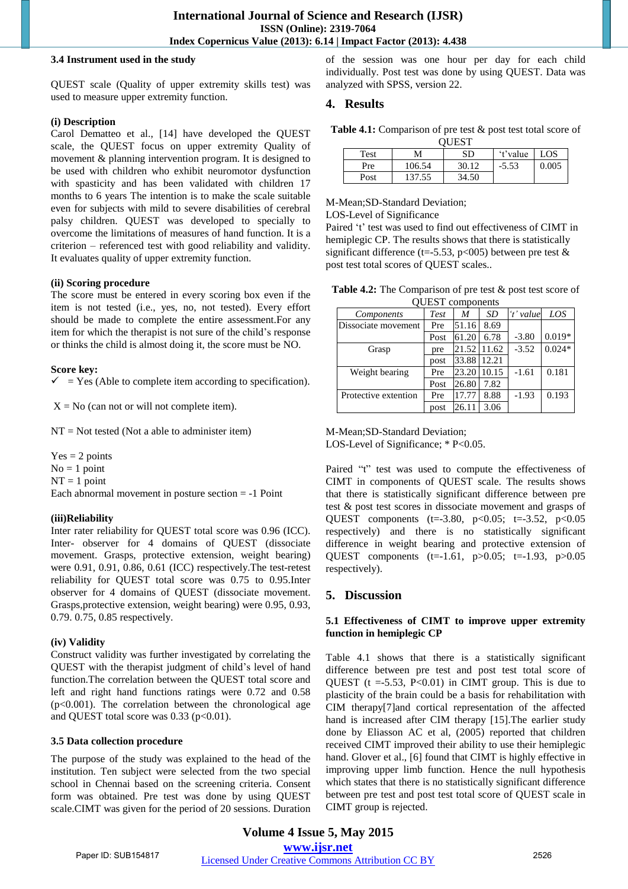### 3.4 Instrument used in the study

QUEST scale (Quality of upper extremity skills test) was used to measure upper extremity function.

**(i) Description**

Carol Dematteo et al., [14] have developed the QUEST scale, the QUEST focus on upper extremity Quality of movement & planning intervention program. It is designed to be used with children who exhibit neuromotor dysfunction with spasticity and has been validated with children 17 months to 6 years The intention is to make the scale suitable even for subjects with mild to severe disabilities of cerebral palsy children. QUEST was developed to specially to overcome the limitations of measures of hand function. It is a criterion – referenced test with good reliability and validity. It evaluates quality of upper extremity function.

**(ii) Scoring procedure**

The score must be entered in every scoring box even if the item is not tested (i.e., yes, no, not tested). Every effort should be made to complete the entire assessment.For any item for which the therapist is not sure of the child's response or thinks the child is almost doing it, the score must be NO.

**Score key:**

✓ = Yes (Able to complete item according to specification).

X = No (can not or will not complete item).

NT = Not tested (Not a able to administer item)

Yes = 2 points
No = 1 point
NT = 1 point
Each abnormal movement in posture section = -1 Point

**(iii)Reliability**

Inter rater reliability for QUEST total score was 0.96 (ICC). Inter- observer for 4 domains of QUEST (dissociate movement. Grasps, protective extension, weight bearing) were 0.91, 0.91, 0.86, 0.61 (ICC) respectively.The test-retest reliability for QUEST total score was 0.75 to 0.95.Inter observer for 4 domains of QUEST (dissociate movement. Grasps,protective extension, weight bearing) were 0.95, 0.93, 0.79. 0.75, 0.85 respectively.

**(iv) Validity**

Construct validity was further investigated by correlating the QUEST with the therapist judgment of child's level of hand function.The correlation between the QUEST total score and left and right hand functions ratings were 0.72 and 0.58 ($p<0.001$). The correlation between the chronological age and QUEST total score was 0.33 ($p<0.01$).

### 3.5 Data collection procedure

The purpose of the study was explained to the head of the institution. Ten subject were selected from the two special school in Chennai based on the screening criteria. Consent form was obtained. Pre test was done by using QUEST scale.CIMT was given for the period of 20 sessions. Duration of the session was one hour per day for each child individually. Post test was done by using QUEST. Data was analyzed with SPSS, version 22.

## 4. Results

**Table 4.1:** Comparison of pre test & post test total score of QUEST

| Test | M | SD | 't'value | LOS |
|---|---|---|---|---|
| Pre | 106.54 | 30.12 | -5.53 | 0.005 |
| Post | 137.55 | 34.50 | | |

M-Mean;SD-Standard Deviation;
LOS-Level of Significance

Paired 't' test was used to find out effectiveness of CIMT in hemiplegic CP. The results shows that there is statistically significant difference ($t=-5.53$, p<005) between pre test & post test total scores of QUEST scales..

**Table 4.2:** The Comparison of pre test & post test score of QUEST components

| *Components* | *Test* | *M* | *SD* | *'t' value* | *LOS* |
|---|---|---|---|---|---|
| Dissociate movement | Pre | 51.16 | 8.69 | | |
| | Post | 61.20 | 6.78 | -3.80 | 0.019* |
| Grasp | pre | 21.52 | 11.62 | -3.52 | 0.024* |
| | post | 33.88 | 12.21 | | |
| Weight bearing | Pre | 23.20 | 10.15 | -1.61 | 0.181 |
| | Post | 26.80 | 7.82 | | |
| Protective extention | Pre | 17.77 | 8.88 | -1.93 | 0.193 |
| | post | 26.11 | 3.06 | | |

M-Mean;SD-Standard Deviation;
LOS-Level of Significance; * P<0.05.

Paired "t" test was used to compute the effectiveness of CIMT in components of QUEST scale. The results shows that there is statistically significant difference between pre test & post test scores in dissociate movement and grasps of QUEST components ($t=-3.80$, $p<0.05$; $t=-3.52$, $p<0.05$ respectively) and there is no statistically significant difference in weight bearing and protective extension of QUEST components ($t=-1.61$, $p>0.05$; $t=-1.93$, $p>0.05$ respectively).

## 5. Discussion

### 5.1 Effectiveness of CIMT to improve upper extremity function in hemiplegic CP

Table 4.1 shows that there is a statistically significant difference between pre test and post test total score of QUEST ($t=-5.53$, $P<0.01$) in CIMT group. This is due to plasticity of the brain could be a basis for rehabilitation with CIM therapy[7]and cortical representation of the affected hand is increased after CIM therapy [15].The earlier study done by Eliasson AC et al, (2005) reported that children received CIMT improved their ability to use their hemiplegic hand. Glover et al., [6] found that CIMT is highly effective in improving upper limb function. Hence the null hypothesis which states that there is no statistically significant difference between pre test and post test total score of QUEST scale in CIMT group is rejected.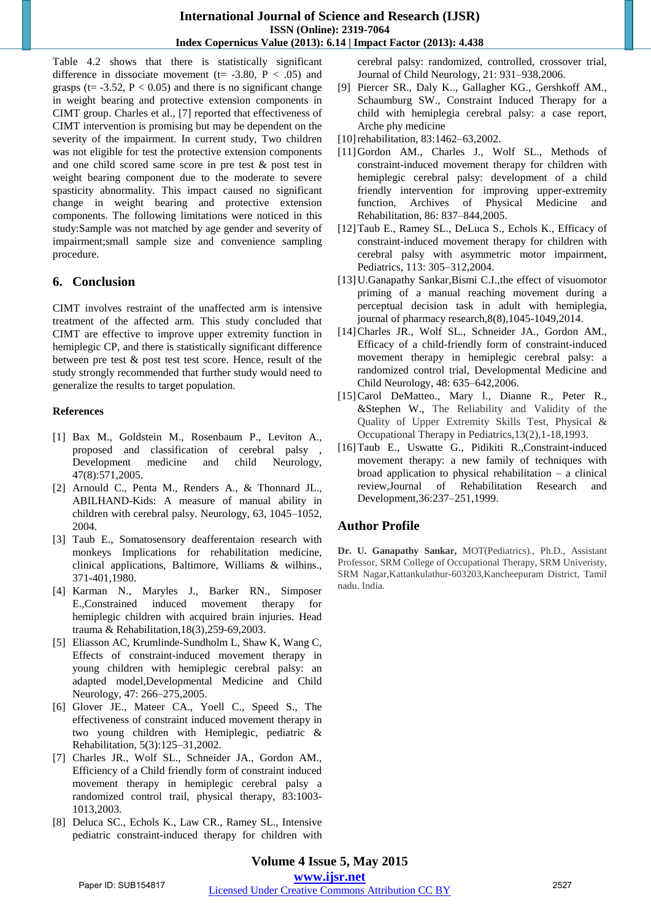Table 4.2 shows that there is statistically significant difference in dissociate movement (t= -3.80, $P < .05$) and grasps (t= -3.52, $P < 0.05$) and there is no significant change in weight bearing and protective extension components in CIMT group. Charles et al., [7] reported that effectiveness of CIMT intervention is promising but may be dependent on the severity of the impairment. In current study, Two children was not eligible for test the protective extension components and one child scored same score in pre test & post test in weight bearing component due to the moderate to severe spasticity abnormality. This impact caused no significant change in weight bearing and protective extension components. The following limitations were noticed in this study:Sample was not matched by age gender and severity of impairment;small sample size and convenience sampling procedure.

## 6. Conclusion

CIMT involves restraint of the unaffected arm is intensive treatment of the affected arm. This study concluded that CIMT are effective to improve upper extremity function in hemiplegic CP, and there is statistically significant difference between pre test & post test test score. Hence, result of the study strongly recommended that further study would need to generalize the results to target population.

### References

[1] Bax M., Goldstein M., Rosenbaum P., Leviton A., proposed and classification of cerebral palsy , Development medicine and child Neurology, 47(8):571,2005.

[2] Arnould C., Penta M., Renders A., & Thonnard JL., ABILHAND-Kids: A measure of manual ability in children with cerebral palsy. Neurology, 63, 1045–1052, 2004.

[3] Taub E., Somatosensory deafferentaion research with monkeys Implications for rehabilitation medicine, clinical applications, Baltimore, Williams & wilhins., 371-401,1980.

[4] Karman N., Maryles J., Barker RN., Simposer E.,Constrained induced movement therapy for hemiplegic children with acquired brain injuries. Head trauma & Rehabilitation,18(3),259-69,2003.

[5] Eliasson AC, Krumlinde-Sundholm L, Shaw K, Wang C, Effects of constraint-induced movement therapy in young children with hemiplegic cerebral palsy: an adapted model,Developmental Medicine and Child Neurology, 47: 266–275,2005.

[6] Glover JE., Mateer CA., Yoell C., Speed S., The effectiveness of constraint induced movement therapy in two young children with Hemiplegic, pediatric & Rehabilitation, 5(3):125–31,2002.

[7] Charles JR., Wolf SL., Schneider JA., Gordon AM., Efficiency of a Child friendly form of constraint induced movement therapy in hemiplegic cerebral palsy a randomized control trail, physical therapy, 83:1003-1013,2003.

[8] Deluca SC., Echols K., Law CR., Ramey SL., Intensive pediatric constraint-induced therapy for children with cerebral palsy: randomized, controlled, crossover trial, Journal of Child Neurology, 21: 931–938,2006.

[9] Piercer SR., Daly K.., Gallagher KG., Gershkoff AM., Schaumburg SW., Constraint Induced Therapy for a child with hemiplegia cerebral palsy: a case report, Arche phy medicine

[10] rehabilitation, 83:1462–63,2002.

[11] Gordon AM., Charles J., Wolf SL., Methods of constraint-induced movement therapy for children with hemiplegic cerebral palsy: development of a child friendly intervention for improving upper-extremity function, Archives of Physical Medicine and Rehabilitation, 86: 837–844,2005.

[12] Taub E., Ramey SL., DeLuca S., Echols K., Efficacy of constraint-induced movement therapy for children with cerebral palsy with asymmetric motor impairment, Pediatrics, 113: 305–312,2004.

[13] U.Ganapathy Sankar,Bismi C.I.,the effect of visuomotor priming of a manual reaching movement during a perceptual decision task in adult with hemiplegia, journal of pharmacy research,8(8),1045-1049,2014.

[14] Charles JR., Wolf SL., Schneider JA., Gordon AM., Efficacy of a child-friendly form of constraint-induced movement therapy in hemiplegic cerebral palsy: a randomized control trial, Developmental Medicine and Child Neurology, 48: 635–642,2006.

[15] Carol DeMatteo., Mary l., Dianne R., Peter R., &Stephen W., The Reliability and Validity of the Quality of Upper Extremity Skills Test, Physical & Occupational Therapy in Pediatrics,13(2),1-18,1993.

[16] Taub E., Uswatte G., Pidikiti R.,Constraint-induced movement therapy: a new family of techniques with broad application to physical rehabilitation – a clinical review,Journal of Rehabilitation Research and Development,36:237–251,1999.

## Author Profile

**Dr. U. Ganapathy Sankar,** MOT(Pediatrics)., Ph.D., Assistant Professor, SRM College of Occupational Therapy, SRM Univeristy, SRM Nagar,Kattankulathur-603203,Kancheepuram District, Tamil nadu. India.